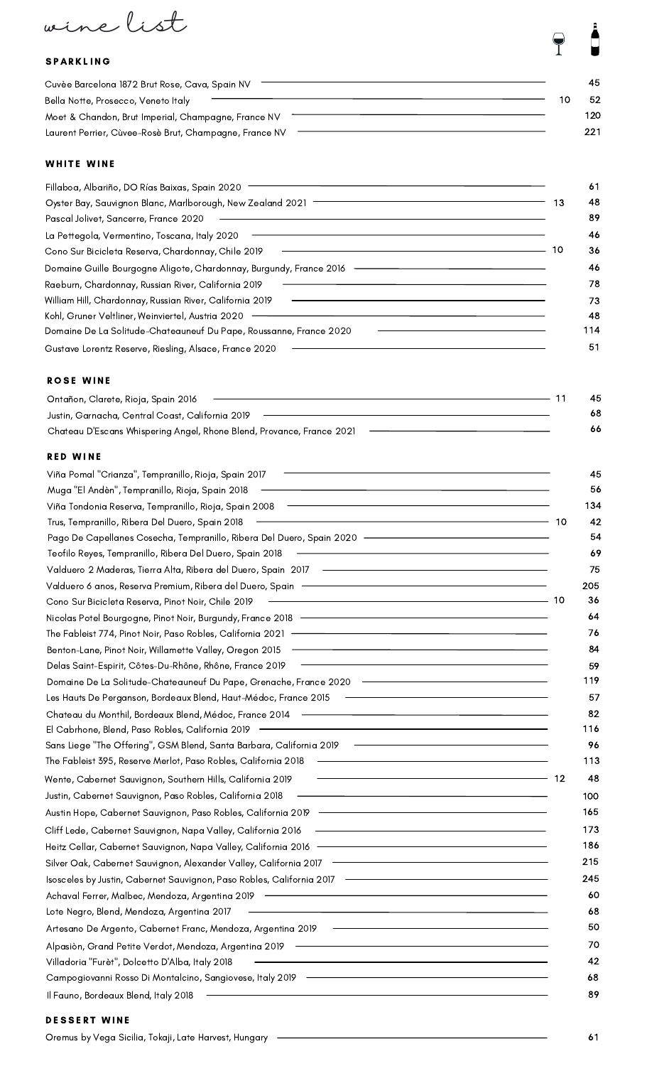# wine list

## SPARKLING

| Wine | Glass | Bottle |
|---|---|---|
| Cuvèe Barcelona 1872 Brut Rose, Cava, Spain NV | | 45 |
| Bella Notte, Prosecco, Veneto Italy | 10 | 52 |
| Moet & Chandon, Brut Imperial, Champagne, France NV | | 120 |
| Laurent Perrier, Cùvee-Rosè Brut, Champagne, France NV | | 221 |

## WHITE WINE

| Wine | Glass | Bottle |
|---|---|---|
| Fillaboa, Albariño, DO Rías Baixas, Spain 2020 | | 61 |
| Oyster Bay, Sauvignon Blanc, Marlborough, New Zealand 2021 | 13 | 48 |
| Pascal Jolivet, Sancerre, France 2020 | | 89 |
| La Pettegola, Vermentino, Toscana, Italy 2020 | | 46 |
| Cono Sur Bicicleta Reserva, Chardonnay, Chile 2019 | 10 | 36 |
| Domaine Guille Bourgogne Aligote, Chardonnay, Burgundy, France 2016 | | 46 |
| Raeburn, Chardonnay, Russian River, California 2019 | | 78 |
| William Hill, Chardonnay, Russian River, California 2019 | | 73 |
| Kohl, Gruner Veltliner, Weinviertel, Austria 2020 | | 48 |
| Domaine De La Solitude-Chateauneuf Du Pape, Roussanne, France 2020 | | 114 |
| Gustave Lorentz Reserve, Riesling, Alsace, France 2020 | | 51 |

## ROSE WINE

| Wine | Glass | Bottle |
|---|---|---|
| Ontañon, Clarete, Rioja, Spain 2016 | 11 | 45 |
| Justin, Garnacha, Central Coast, California 2019 | | 68 |
| Chateau D'Escans Whispering Angel, Rhone Blend, Provance, France 2021 | | 66 |

## RED WINE

| Wine | Glass | Bottle |
|---|---|---|
| Viña Pomal "Crianza", Tempranillo, Rioja, Spain 2017 | | 45 |
| Muga "El Andèn", Tempranillo, Rioja, Spain 2018 | | 56 |
| Viña Tondonia Reserva, Tempranillo, Rioja, Spain 2008 | | 134 |
| Trus, Tempranillo, Ribera Del Duero, Spain 2018 | 10 | 42 |
| Pago De Capellanes Cosecha, Tempranillo, Ribera Del Duero, Spain 2020 | | 54 |
| Teofilo Reyes, Tempranillo, Ribera Del Duero, Spain 2018 | | 69 |
| Valduero 2 Maderas, Tierra Alta, Ribera del Duero, Spain 2017 | | 75 |
| Valduero 6 anos, Reserva Premium, Ribera del Duero, Spain | | 205 |
| Cono Sur Bicicleta Reserva, Pinot Noir, Chile 2019 | 10 | 36 |
| Nicolas Potel Bourgogne, Pinot Noir, Burgundy, France 2018 | | 64 |
| The Fableist 774, Pinot Noir, Paso Robles, California 2021 | | 76 |
| Benton-Lane, Pinot Noir, Willamette Valley, Oregon 2015 | | 84 |
| Delas Saint-Espirit, Côtes-Du-Rhône, Rhône, France 2019 | | 59 |
| Domaine De La Solitude-Chateauneuf Du Pape, Grenache, France 2020 | | 119 |
| Les Hauts De Perganson, Bordeaux Blend, Haut-Médoc, France 2015 | | 57 |
| Chateau du Monthil, Bordeaux Blend, Médoc, France 2014 | | 82 |
| El Cabrhone, Blend, Paso Robles, California 2019 | | 116 |
| Sans Liege "The Offering", GSM Blend, Santa Barbara, California 2019 | | 96 |
| The Fableist 395, Reserve Merlot, Paso Robles, California 2018 | | 113 |
| Wente, Cabernet Sauvignon, Southern Hills, California 2019 | 12 | 48 |
| Justin, Cabernet Sauvignon, Paso Robles, California 2018 | | 100 |
| Austin Hope, Cabernet Sauvignon, Paso Robles, California 2019 | | 165 |
| Cliff Lede, Cabernet Sauvignon, Napa Valley, California 2016 | | 173 |
| Heitz Cellar, Cabernet Sauvignon, Napa Valley, California 2016 | | 186 |
| Silver Oak, Cabernet Sauvignon, Alexander Valley, California 2017 | | 215 |
| Isosceles by Justin, Cabernet Sauvignon, Paso Robles, California 2017 | | 245 |
| Achaval Ferrer, Malbec, Mendoza, Argentina 2019 | | 60 |
| Lote Negro, Blend, Mendoza, Argentina 2017 | | 68 |
| Artesano De Argento, Cabernet Franc, Mendoza, Argentina 2019 | | 50 |
| Alpasiòn, Grand Petite Verdot, Mendoza, Argentina 2019 | | 70 |
| Villadoria "Furèt", Dolcetto D'Alba, Italy 2018 | | 42 |
| Campogiovanni Rosso Di Montalcino, Sangiovese, Italy 2019 | | 68 |
| Il Fauno, Bordeaux Blend, Italy 2018 | | 89 |

## DESSERT WINE

| Wine | Glass | Bottle |
|---|---|---|
| Oremus by Vega Sicilia, Tokaji, Late Harvest, Hungary | | 61 |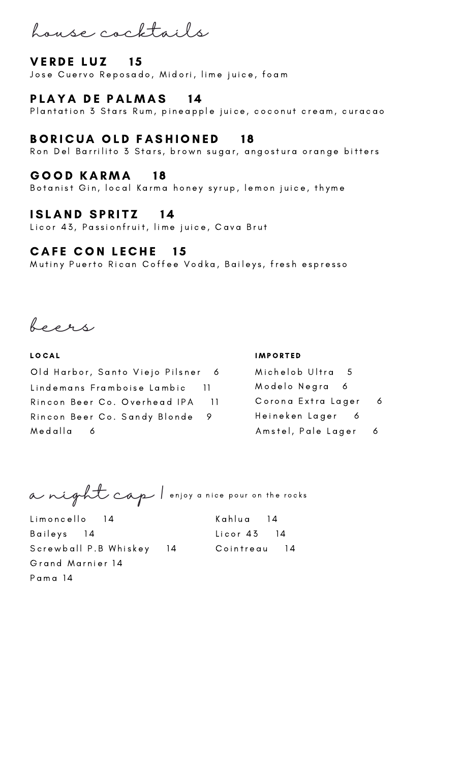# house cocktails

## VERDE LUZ 15
Jose Cuervo Reposado, Midori, lime juice, foam

## PLAYA DE PALMAS 14
Plantation 3 Stars Rum, pineapple juice, coconut cream, curacao

## BORICUA OLD FASHIONED 18
Ron Del Barrilito 3 Stars, brown sugar, angostura orange bitters

## GOOD KARMA 18
Botanist Gin, local Karma honey syrup, lemon juice, thyme

## ISLAND SPRITZ 14
Licor 43, Passionfruit, lime juice, Cava Brut

## CAFE CON LECHE 15
Mutiny Puerto Rican Coffee Vodka, Baileys, fresh espresso

# beers

### LOCAL

Old Harbor, Santo Viejo Pilsner 6
Lindemans Framboise Lambic 11
Rincon Beer Co. Overhead IPA 11
Rincon Beer Co. Sandy Blonde 9
Medalla 6

### IMPORTED

Michelob Ultra 5
Modelo Negra 6
Corona Extra Lager 6
Heineken Lager 6
Amstel, Pale Lager 6

# a night cap | enjoy a nice pour on the rocks

Limoncello 14
Baileys 14
Screwball P.B Whiskey 14
Grand Marnier 14
Pama 14
Kahlua 14
Licor 43 14
Cointreau 14